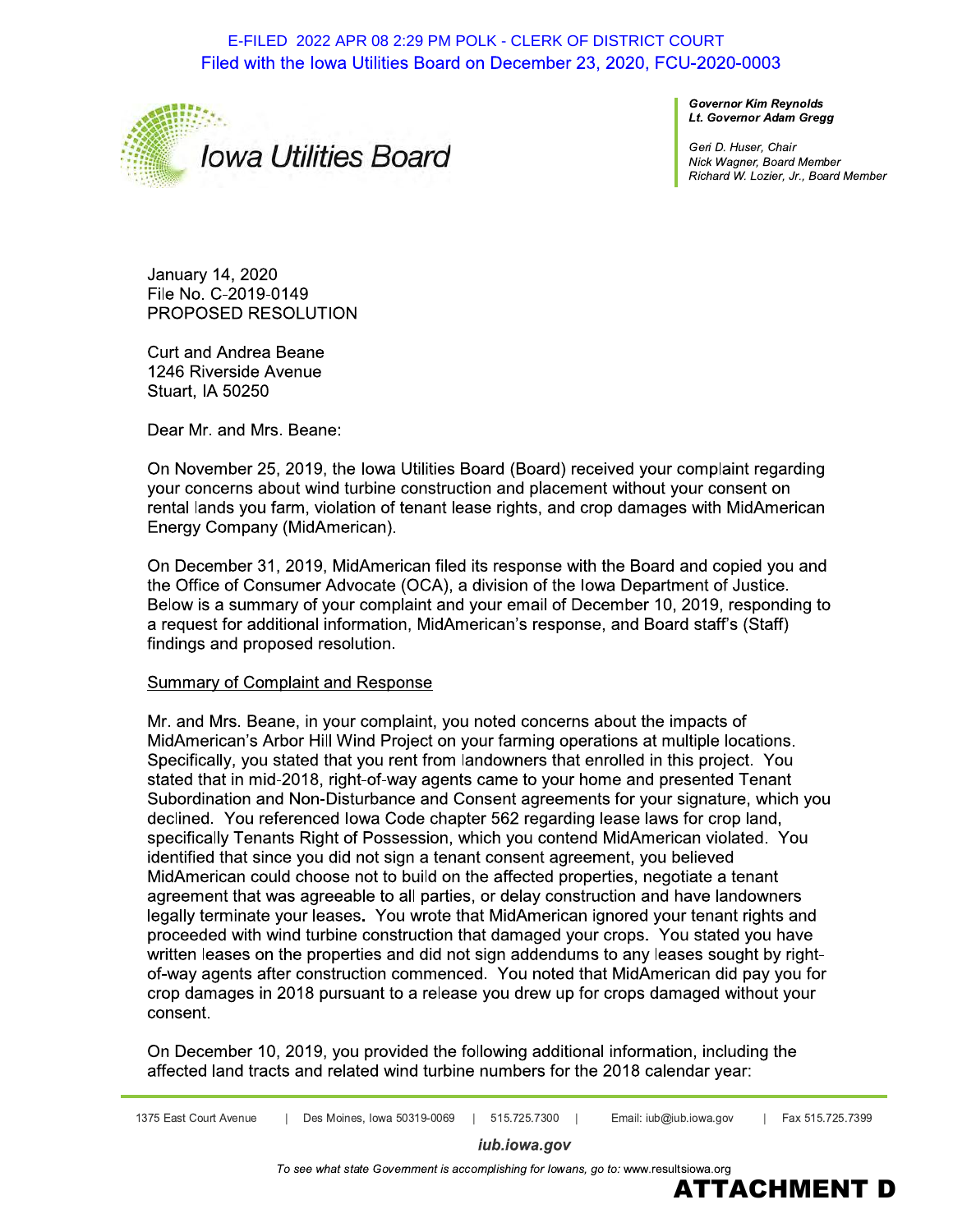E-FILED 2022 APR 08 2:29 PM POLK - CLERK OF DISTRICT COURT
Filed with the Iowa Utilities Board on December 23, 2020, FCU-2020-0003

Iowa Utilities Board

*Governor Kim Reynolds*
*Lt. Governor Adam Gregg*

*Geri D. Huser, Chair*
*Nick Wagner, Board Member*
*Richard W. Lozier, Jr., Board Member*

January 14, 2020
File No. C-2019-0149
PROPOSED RESOLUTION

Curt and Andrea Beane
1246 Riverside Avenue
Stuart, IA 50250

Dear Mr. and Mrs. Beane:

On November 25, 2019, the Iowa Utilities Board (Board) received your complaint regarding your concerns about wind turbine construction and placement without your consent on rental lands you farm, violation of tenant lease rights, and crop damages with MidAmerican Energy Company (MidAmerican).

On December 31, 2019, MidAmerican filed its response with the Board and copied you and the Office of Consumer Advocate (OCA), a division of the Iowa Department of Justice. Below is a summary of your complaint and your email of December 10, 2019, responding to a request for additional information, MidAmerican's response, and Board staff's (Staff) findings and proposed resolution.

Summary of Complaint and Response

Mr. and Mrs. Beane, in your complaint, you noted concerns about the impacts of MidAmerican's Arbor Hill Wind Project on your farming operations at multiple locations. Specifically, you stated that you rent from landowners that enrolled in this project. You stated that in mid-2018, right-of-way agents came to your home and presented Tenant Subordination and Non-Disturbance and Consent agreements for your signature, which you declined. You referenced Iowa Code chapter 562 regarding lease laws for crop land, specifically Tenants Right of Possession, which you contend MidAmerican violated. You identified that since you did not sign a tenant consent agreement, you believed MidAmerican could choose not to build on the affected properties, negotiate a tenant agreement that was agreeable to all parties, or delay construction and have landowners legally terminate your leases. You wrote that MidAmerican ignored your tenant rights and proceeded with wind turbine construction that damaged your crops. You stated you have written leases on the properties and did not sign addendums to any leases sought by right-of-way agents after construction commenced. You noted that MidAmerican did pay you for crop damages in 2018 pursuant to a release you drew up for crops damaged without your consent.

On December 10, 2019, you provided the following additional information, including the affected land tracts and related wind turbine numbers for the 2018 calendar year:

ATTACHMENT D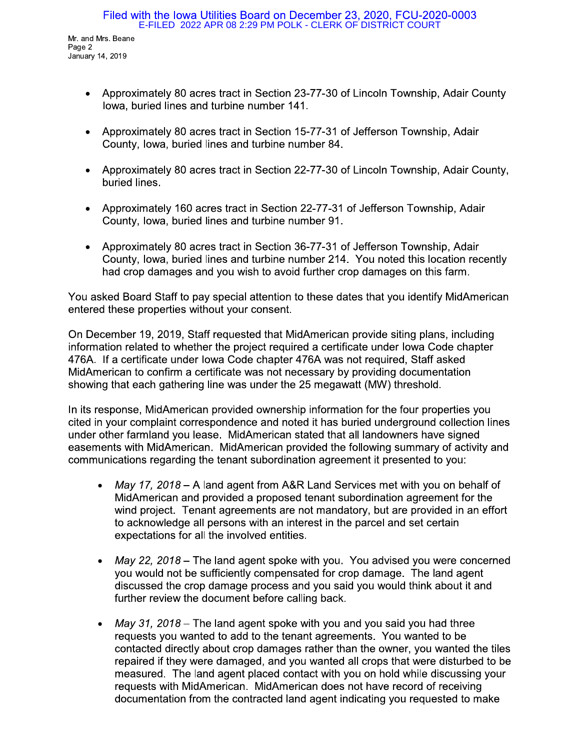- Approximately 80 acres tract in Section 23-77-30 of Lincoln Township, Adair County Iowa, buried lines and turbine number 141.
- Approximately 80 acres tract in Section 15-77-31 of Jefferson Township, Adair County, Iowa, buried lines and turbine number 84.
- Approximately 80 acres tract in Section 22-77-30 of Lincoln Township, Adair County, buried lines.
- Approximately 160 acres tract in Section 22-77-31 of Jefferson Township, Adair County, Iowa, buried lines and turbine number 91.
- Approximately 80 acres tract in Section 36-77-31 of Jefferson Township, Adair County, Iowa, buried lines and turbine number 214. You noted this location recently had crop damages and you wish to avoid further crop damages on this farm.

You asked Board Staff to pay special attention to these dates that you identify MidAmerican entered these properties without your consent.

On December 19, 2019, Staff requested that MidAmerican provide siting plans, including information related to whether the project required a certificate under Iowa Code chapter 476A. If a certificate under Iowa Code chapter 476A was not required, Staff asked MidAmerican to confirm a certificate was not necessary by providing documentation showing that each gathering line was under the 25 megawatt (MW) threshold.

In its response, MidAmerican provided ownership information for the four properties you cited in your complaint correspondence and noted it has buried underground collection lines under other farmland you lease. MidAmerican stated that all landowners have signed easements with MidAmerican. MidAmerican provided the following summary of activity and communications regarding the tenant subordination agreement it presented to you:

- *May 17, 2018* – A land agent from A&R Land Services met with you on behalf of MidAmerican and provided a proposed tenant subordination agreement for the wind project. Tenant agreements are not mandatory, but are provided in an effort to acknowledge all persons with an interest in the parcel and set certain expectations for all the involved entities.
- *May 22, 2018* – The land agent spoke with you. You advised you were concerned you would not be sufficiently compensated for crop damage. The land agent discussed the crop damage process and you said you would think about it and further review the document before calling back.
- *May 31, 2018* – The land agent spoke with you and you said you had three requests you wanted to add to the tenant agreements. You wanted to be contacted directly about crop damages rather than the owner, you wanted the tiles repaired if they were damaged, and you wanted all crops that were disturbed to be measured. The land agent placed contact with you on hold while discussing your requests with MidAmerican. MidAmerican does not have record of receiving documentation from the contracted land agent indicating you requested to make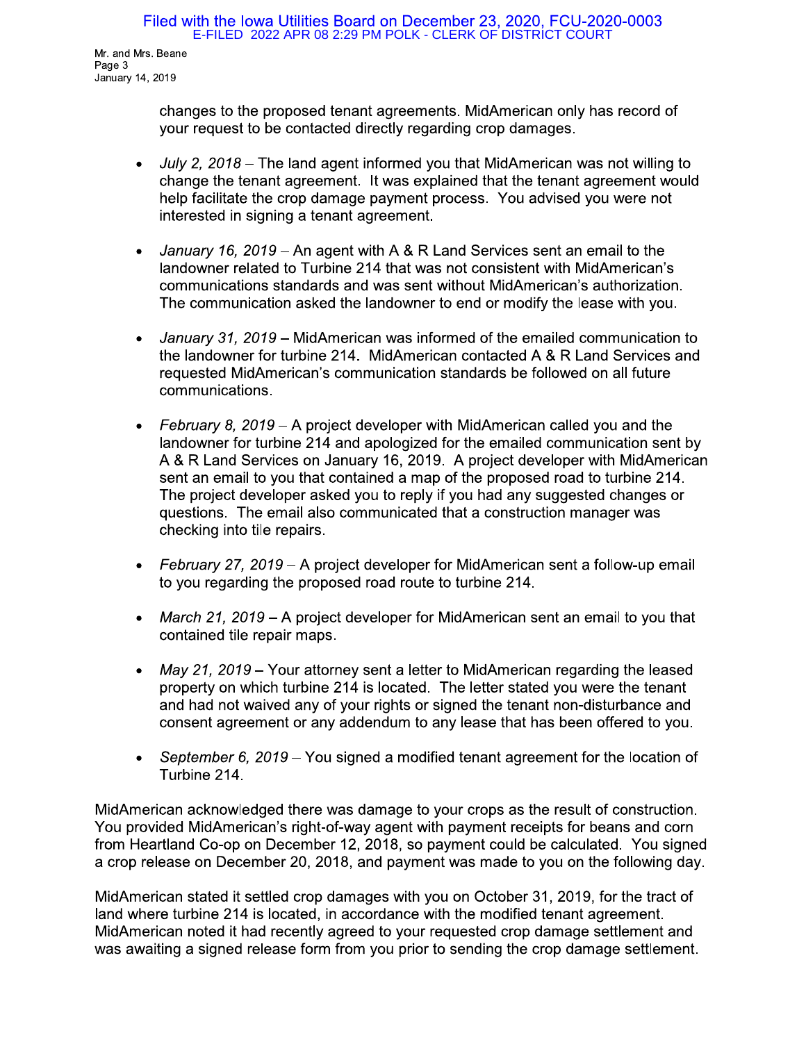changes to the proposed tenant agreements. MidAmerican only has record of your request to be contacted directly regarding crop damages.

- *July 2, 2018* – The land agent informed you that MidAmerican was not willing to change the tenant agreement. It was explained that the tenant agreement would help facilitate the crop damage payment process. You advised you were not interested in signing a tenant agreement.

- *January 16, 2019* – An agent with A & R Land Services sent an email to the landowner related to Turbine 214 that was not consistent with MidAmerican's communications standards and was sent without MidAmerican's authorization. The communication asked the landowner to end or modify the lease with you.

- *January 31, 2019* – MidAmerican was informed of the emailed communication to the landowner for turbine 214. MidAmerican contacted A & R Land Services and requested MidAmerican's communication standards be followed on all future communications.

- *February 8, 2019* – A project developer with MidAmerican called you and the landowner for turbine 214 and apologized for the emailed communication sent by A & R Land Services on January 16, 2019. A project developer with MidAmerican sent an email to you that contained a map of the proposed road to turbine 214. The project developer asked you to reply if you had any suggested changes or questions. The email also communicated that a construction manager was checking into tile repairs.

- *February 27, 2019* – A project developer for MidAmerican sent a follow-up email to you regarding the proposed road route to turbine 214.

- *March 21, 2019* – A project developer for MidAmerican sent an email to you that contained tile repair maps.

- *May 21, 2019* – Your attorney sent a letter to MidAmerican regarding the leased property on which turbine 214 is located. The letter stated you were the tenant and had not waived any of your rights or signed the tenant non-disturbance and consent agreement or any addendum to any lease that has been offered to you.

- *September 6, 2019* – You signed a modified tenant agreement for the location of Turbine 214.

MidAmerican acknowledged there was damage to your crops as the result of construction. You provided MidAmerican's right-of-way agent with payment receipts for beans and corn from Heartland Co-op on December 12, 2018, so payment could be calculated. You signed a crop release on December 20, 2018, and payment was made to you on the following day.

MidAmerican stated it settled crop damages with you on October 31, 2019, for the tract of land where turbine 214 is located, in accordance with the modified tenant agreement. MidAmerican noted it had recently agreed to your requested crop damage settlement and was awaiting a signed release form from you prior to sending the crop damage settlement.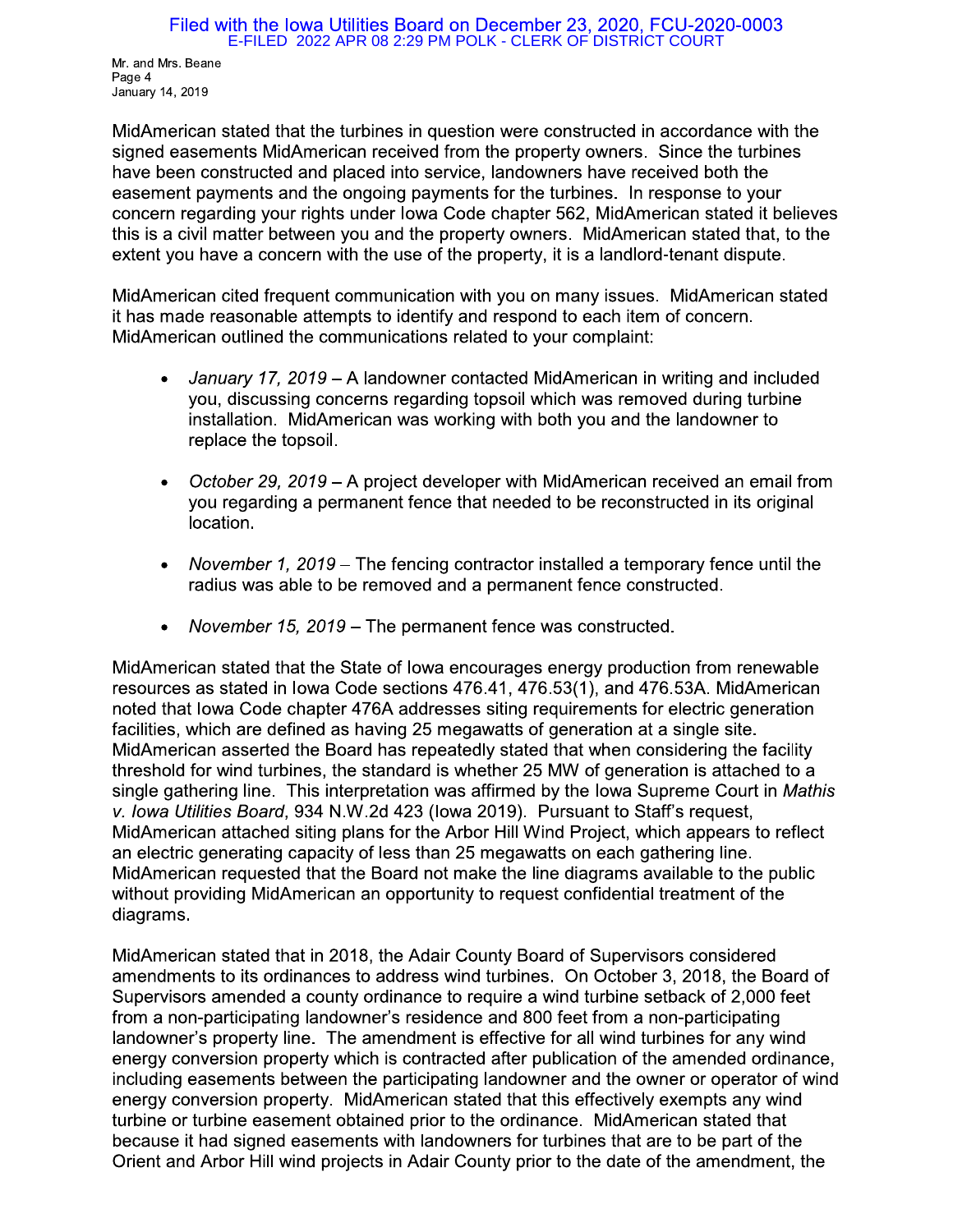MidAmerican stated that the turbines in question were constructed in accordance with the signed easements MidAmerican received from the property owners. Since the turbines have been constructed and placed into service, landowners have received both the easement payments and the ongoing payments for the turbines. In response to your concern regarding your rights under Iowa Code chapter 562, MidAmerican stated it believes this is a civil matter between you and the property owners. MidAmerican stated that, to the extent you have a concern with the use of the property, it is a landlord-tenant dispute.

MidAmerican cited frequent communication with you on many issues. MidAmerican stated it has made reasonable attempts to identify and respond to each item of concern. MidAmerican outlined the communications related to your complaint:

- *January 17, 2019* – A landowner contacted MidAmerican in writing and included you, discussing concerns regarding topsoil which was removed during turbine installation. MidAmerican was working with both you and the landowner to replace the topsoil.
- *October 29, 2019* – A project developer with MidAmerican received an email from you regarding a permanent fence that needed to be reconstructed in its original location.
- *November 1, 2019* – The fencing contractor installed a temporary fence until the radius was able to be removed and a permanent fence constructed.
- *November 15, 2019* – The permanent fence was constructed.

MidAmerican stated that the State of Iowa encourages energy production from renewable resources as stated in Iowa Code sections 476.41, 476.53(1), and 476.53A. MidAmerican noted that Iowa Code chapter 476A addresses siting requirements for electric generation facilities, which are defined as having 25 megawatts of generation at a single site. MidAmerican asserted the Board has repeatedly stated that when considering the facility threshold for wind turbines, the standard is whether 25 MW of generation is attached to a single gathering line. This interpretation was affirmed by the Iowa Supreme Court in *Mathis v. Iowa Utilities Board*, 934 N.W.2d 423 (Iowa 2019). Pursuant to Staff's request, MidAmerican attached siting plans for the Arbor Hill Wind Project, which appears to reflect an electric generating capacity of less than 25 megawatts on each gathering line. MidAmerican requested that the Board not make the line diagrams available to the public without providing MidAmerican an opportunity to request confidential treatment of the diagrams.

MidAmerican stated that in 2018, the Adair County Board of Supervisors considered amendments to its ordinances to address wind turbines. On October 3, 2018, the Board of Supervisors amended a county ordinance to require a wind turbine setback of 2,000 feet from a non-participating landowner's residence and 800 feet from a non-participating landowner's property line. The amendment is effective for all wind turbines for any wind energy conversion property which is contracted after publication of the amended ordinance, including easements between the participating landowner and the owner or operator of wind energy conversion property. MidAmerican stated that this effectively exempts any wind turbine or turbine easement obtained prior to the ordinance. MidAmerican stated that because it had signed easements with landowners for turbines that are to be part of the Orient and Arbor Hill wind projects in Adair County prior to the date of the amendment, the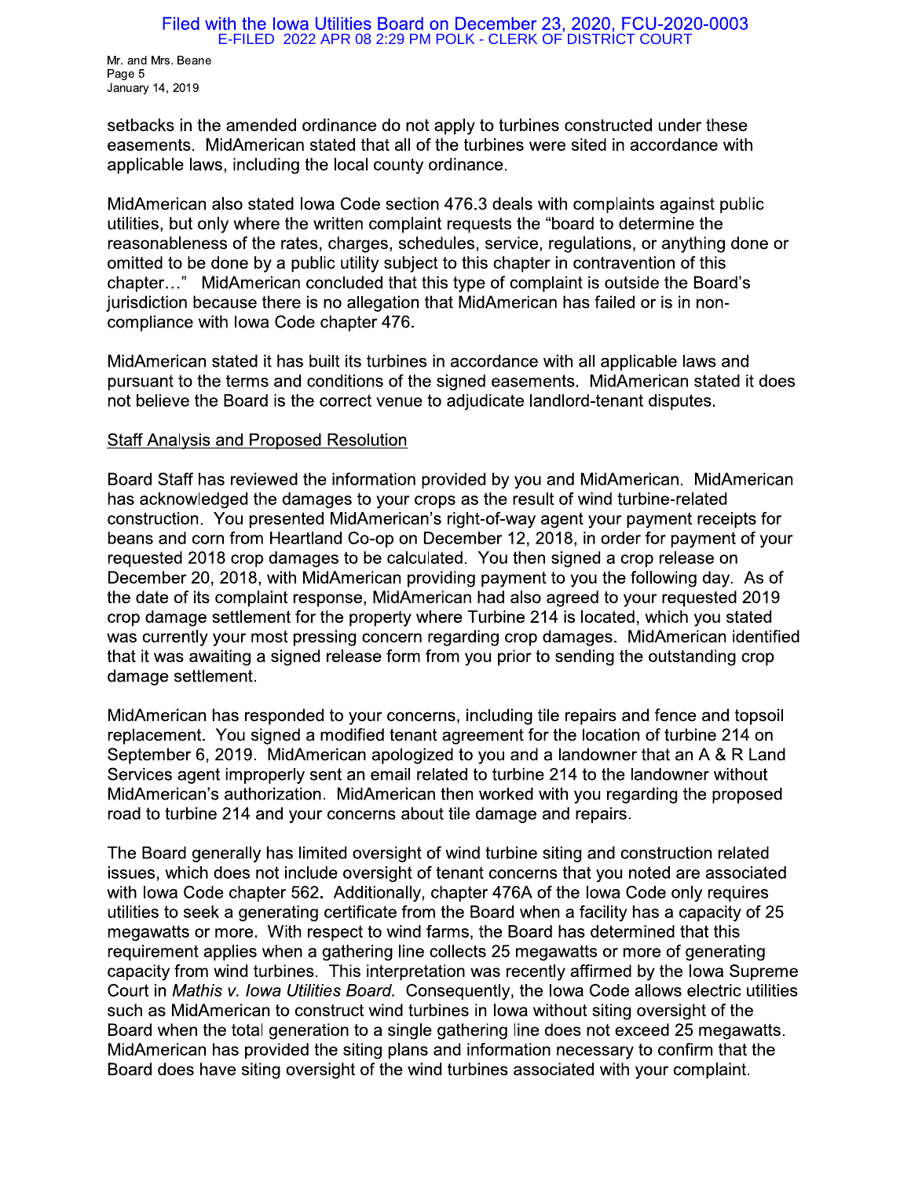setbacks in the amended ordinance do not apply to turbines constructed under these easements. MidAmerican stated that all of the turbines were sited in accordance with applicable laws, including the local county ordinance.

MidAmerican also stated Iowa Code section 476.3 deals with complaints against public utilities, but only where the written complaint requests the "board to determine the reasonableness of the rates, charges, schedules, service, regulations, or anything done or omitted to be done by a public utility subject to this chapter in contravention of this chapter…" MidAmerican concluded that this type of complaint is outside the Board's jurisdiction because there is no allegation that MidAmerican has failed or is in non-compliance with Iowa Code chapter 476.

MidAmerican stated it has built its turbines in accordance with all applicable laws and pursuant to the terms and conditions of the signed easements. MidAmerican stated it does not believe the Board is the correct venue to adjudicate landlord-tenant disputes.

## Staff Analysis and Proposed Resolution

Board Staff has reviewed the information provided by you and MidAmerican. MidAmerican has acknowledged the damages to your crops as the result of wind turbine-related construction. You presented MidAmerican's right-of-way agent your payment receipts for beans and corn from Heartland Co-op on December 12, 2018, in order for payment of your requested 2018 crop damages to be calculated. You then signed a crop release on December 20, 2018, with MidAmerican providing payment to you the following day. As of the date of its complaint response, MidAmerican had also agreed to your requested 2019 crop damage settlement for the property where Turbine 214 is located, which you stated was currently your most pressing concern regarding crop damages. MidAmerican identified that it was awaiting a signed release form from you prior to sending the outstanding crop damage settlement.

MidAmerican has responded to your concerns, including tile repairs and fence and topsoil replacement. You signed a modified tenant agreement for the location of turbine 214 on September 6, 2019. MidAmerican apologized to you and a landowner that an A & R Land Services agent improperly sent an email related to turbine 214 to the landowner without MidAmerican's authorization. MidAmerican then worked with you regarding the proposed road to turbine 214 and your concerns about tile damage and repairs.

The Board generally has limited oversight of wind turbine siting and construction related issues, which does not include oversight of tenant concerns that you noted are associated with Iowa Code chapter 562. Additionally, chapter 476A of the Iowa Code only requires utilities to seek a generating certificate from the Board when a facility has a capacity of 25 megawatts or more. With respect to wind farms, the Board has determined that this requirement applies when a gathering line collects 25 megawatts or more of generating capacity from wind turbines. This interpretation was recently affirmed by the Iowa Supreme Court in *Mathis v. Iowa Utilities Board.* Consequently, the Iowa Code allows electric utilities such as MidAmerican to construct wind turbines in Iowa without siting oversight of the Board when the total generation to a single gathering line does not exceed 25 megawatts. MidAmerican has provided the siting plans and information necessary to confirm that the Board does have siting oversight of the wind turbines associated with your complaint.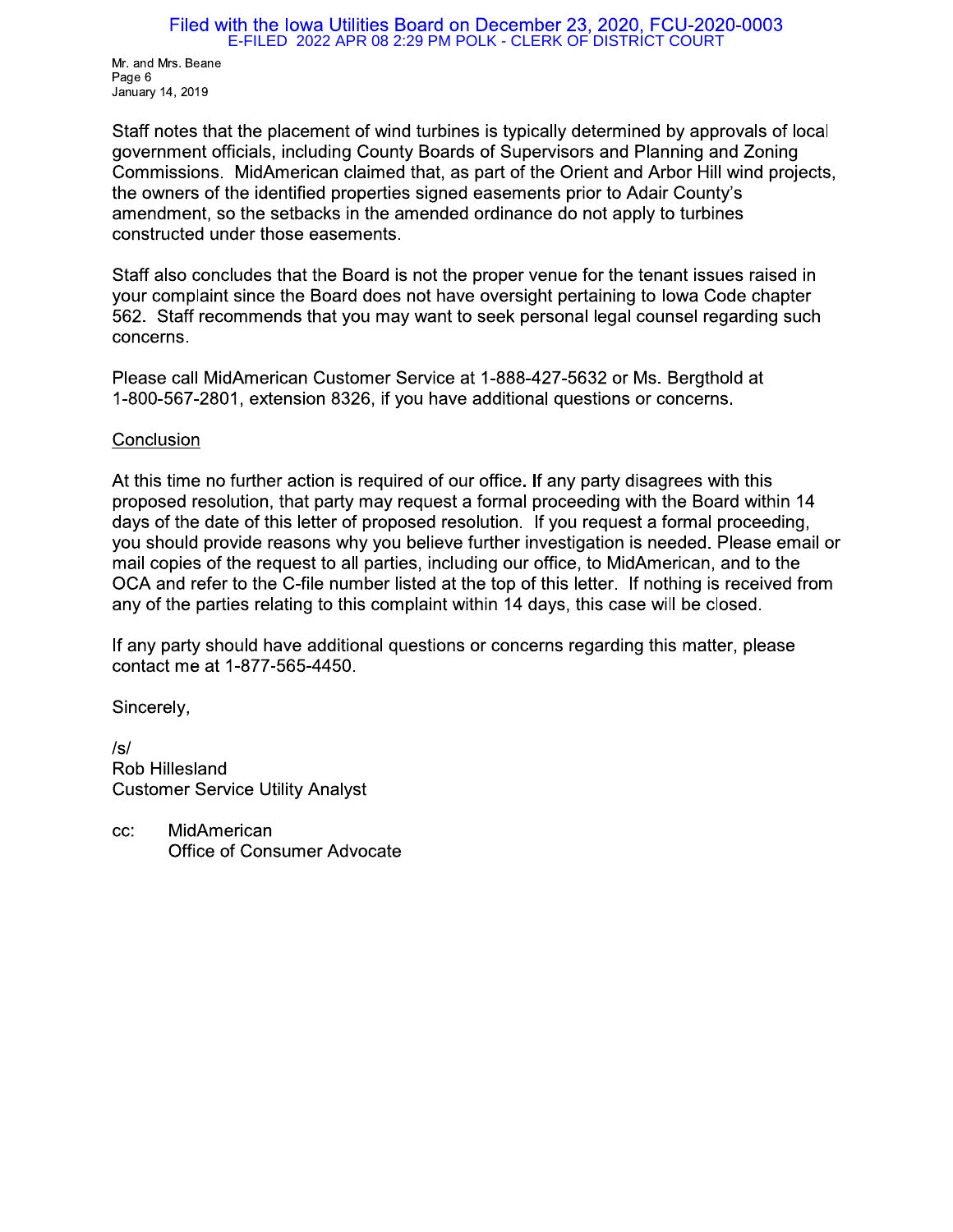Staff notes that the placement of wind turbines is typically determined by approvals of local government officials, including County Boards of Supervisors and Planning and Zoning Commissions. MidAmerican claimed that, as part of the Orient and Arbor Hill wind projects, the owners of the identified properties signed easements prior to Adair County's amendment, so the setbacks in the amended ordinance do not apply to turbines constructed under those easements.

Staff also concludes that the Board is not the proper venue for the tenant issues raised in your complaint since the Board does not have oversight pertaining to Iowa Code chapter 562. Staff recommends that you may want to seek personal legal counsel regarding such concerns.

Please call MidAmerican Customer Service at 1-888-427-5632 or Ms. Bergthold at 1-800-567-2801, extension 8326, if you have additional questions or concerns.

## Conclusion

At this time no further action is required of our office. If any party disagrees with this proposed resolution, that party may request a formal proceeding with the Board within 14 days of the date of this letter of proposed resolution. If you request a formal proceeding, you should provide reasons why you believe further investigation is needed. Please email or mail copies of the request to all parties, including our office, to MidAmerican, and to the OCA and refer to the C-file number listed at the top of this letter. If nothing is received from any of the parties relating to this complaint within 14 days, this case will be closed.

If any party should have additional questions or concerns regarding this matter, please contact me at 1-877-565-4450.

Sincerely,

/s/
Rob Hillesland
Customer Service Utility Analyst

cc: MidAmerican
Office of Consumer Advocate